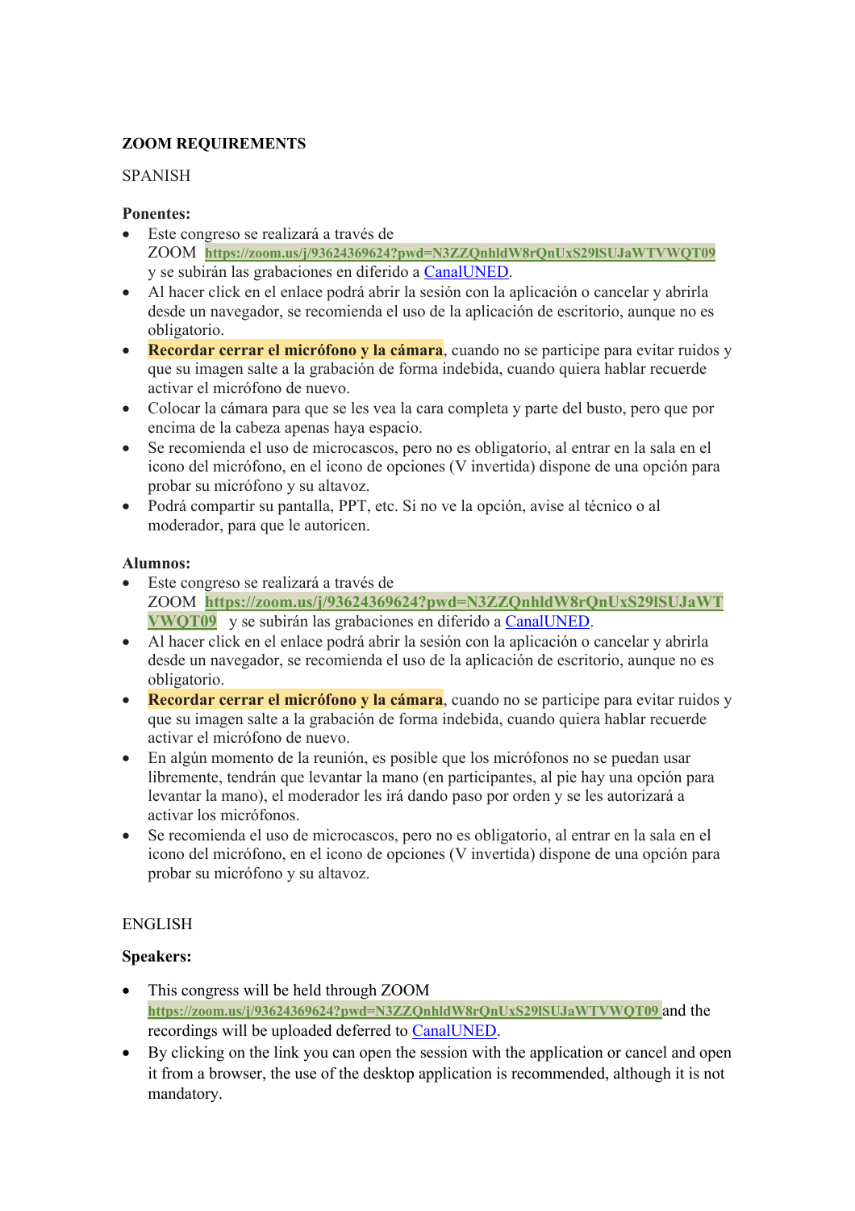**ZOOM REQUIREMENTS**

SPANISH

**Ponentes:**

- Este congreso se realizará a través de ZOOM **https://zoom.us/j/93624369624?pwd=N3ZZQnhldW8rQnUxS29lSUJaWTVWQT09** y se subirán las grabaciones en diferido a CanalUNED.
- Al hacer click en el enlace podrá abrir la sesión con la aplicación o cancelar y abrirla desde un navegador, se recomienda el uso de la aplicación de escritorio, aunque no es obligatorio.
- **Recordar cerrar el micrófono y la cámara**, cuando no se participe para evitar ruidos y que su imagen salte a la grabación de forma indebida, cuando quiera hablar recuerde activar el micrófono de nuevo.
- Colocar la cámara para que se les vea la cara completa y parte del busto, pero que por encima de la cabeza apenas haya espacio.
- Se recomienda el uso de microcascos, pero no es obligatorio, al entrar en la sala en el icono del micrófono, en el icono de opciones (V invertida) dispone de una opción para probar su micrófono y su altavoz.
- Podrá compartir su pantalla, PPT, etc. Si no ve la opción, avise al técnico o al moderador, para que le autoricen.

**Alumnos:**

- Este congreso se realizará a través de ZOOM **https://zoom.us/j/93624369624?pwd=N3ZZQnhldW8rQnUxS29lSUJaWTVWQT09** y se subirán las grabaciones en diferido a CanalUNED.
- Al hacer click en el enlace podrá abrir la sesión con la aplicación o cancelar y abrirla desde un navegador, se recomienda el uso de la aplicación de escritorio, aunque no es obligatorio.
- **Recordar cerrar el micrófono y la cámara**, cuando no se participe para evitar ruidos y que su imagen salte a la grabación de forma indebida, cuando quiera hablar recuerde activar el micrófono de nuevo.
- En algún momento de la reunión, es posible que los micrófonos no se puedan usar libremente, tendrán que levantar la mano (en participantes, al pie hay una opción para levantar la mano), el moderador les irá dando paso por orden y se les autorizará a activar los micrófonos.
- Se recomienda el uso de microcascos, pero no es obligatorio, al entrar en la sala en el icono del micrófono, en el icono de opciones (V invertida) dispone de una opción para probar su micrófono y su altavoz.

ENGLISH

**Speakers:**

- This congress will be held through ZOOM **https://zoom.us/j/93624369624?pwd=N3ZZQnhldW8rQnUxS29lSUJaWTVWQT09** and the recordings will be uploaded deferred to CanalUNED.
- By clicking on the link you can open the session with the application or cancel and open it from a browser, the use of the desktop application is recommended, although it is not mandatory.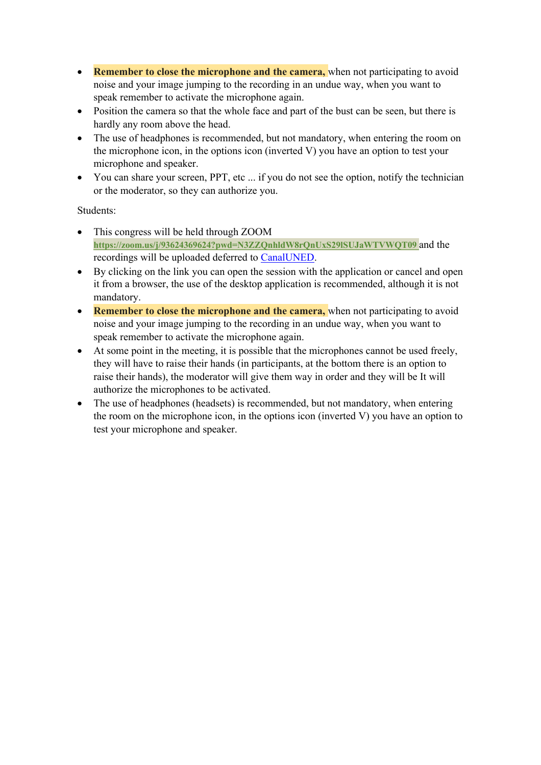- **Remember to close the microphone and the camera,** when not participating to avoid noise and your image jumping to the recording in an undue way, when you want to speak remember to activate the microphone again.
- Position the camera so that the whole face and part of the bust can be seen, but there is hardly any room above the head.
- The use of headphones is recommended, but not mandatory, when entering the room on the microphone icon, in the options icon (inverted V) you have an option to test your microphone and speaker.
- You can share your screen, PPT, etc ... if you do not see the option, notify the technician or the moderator, so they can authorize you.

Students:

- This congress will be held through ZOOM **https://zoom.us/j/93624369624?pwd=N3ZZQnhldW8rQnUxS29lSUJaWTVWQT09** and the recordings will be uploaded deferred to CanalUNED.
- By clicking on the link you can open the session with the application or cancel and open it from a browser, the use of the desktop application is recommended, although it is not mandatory.
- **Remember to close the microphone and the camera,** when not participating to avoid noise and your image jumping to the recording in an undue way, when you want to speak remember to activate the microphone again.
- At some point in the meeting, it is possible that the microphones cannot be used freely, they will have to raise their hands (in participants, at the bottom there is an option to raise their hands), the moderator will give them way in order and they will be It will authorize the microphones to be activated.
- The use of headphones (headsets) is recommended, but not mandatory, when entering the room on the microphone icon, in the options icon (inverted V) you have an option to test your microphone and speaker.